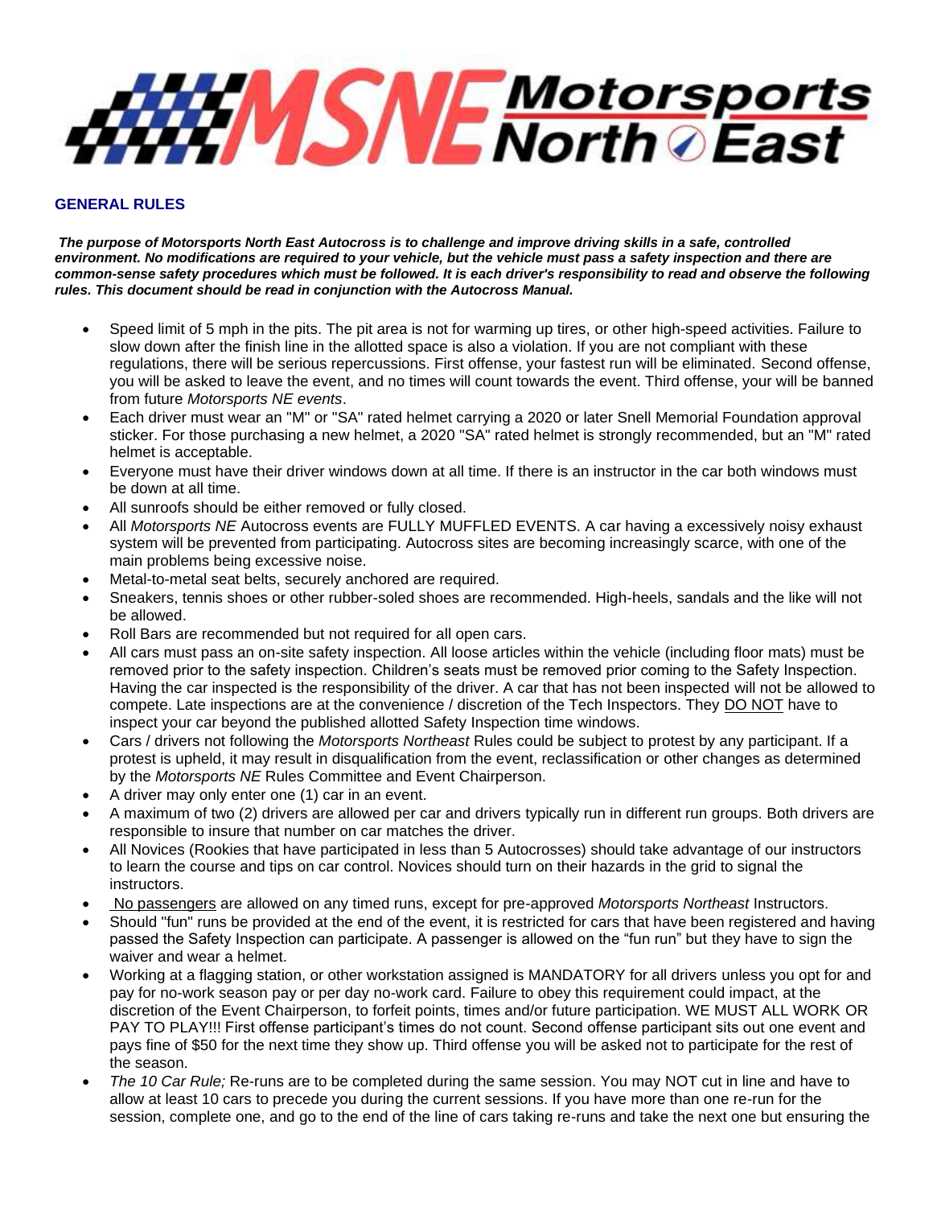# MSNE Motorsports North East

## GENERAL RULES

***The purpose of Motorsports North East Autocross is to challenge and improve driving skills in a safe, controlled environment. No modifications are required to your vehicle, but the vehicle must pass a safety inspection and there are common-sense safety procedures which must be followed. It is each driver's responsibility to read and observe the following rules. This document should be read in conjunction with the Autocross Manual.***

- Speed limit of 5 mph in the pits. The pit area is not for warming up tires, or other high-speed activities. Failure to slow down after the finish line in the allotted space is also a violation. If you are not compliant with these regulations, there will be serious repercussions. First offense, your fastest run will be eliminated. Second offense, you will be asked to leave the event, and no times will count towards the event. Third offense, your will be banned from future *Motorsports NE events*.
- Each driver must wear an "M" or "SA" rated helmet carrying a 2020 or later Snell Memorial Foundation approval sticker. For those purchasing a new helmet, a 2020 "SA" rated helmet is strongly recommended, but an "M" rated helmet is acceptable.
- Everyone must have their driver windows down at all time. If there is an instructor in the car both windows must be down at all time.
- All sunroofs should be either removed or fully closed.
- All *Motorsports NE* Autocross events are FULLY MUFFLED EVENTS. A car having a excessively noisy exhaust system will be prevented from participating. Autocross sites are becoming increasingly scarce, with one of the main problems being excessive noise.
- Metal-to-metal seat belts, securely anchored are required.
- Sneakers, tennis shoes or other rubber-soled shoes are recommended. High-heels, sandals and the like will not be allowed.
- Roll Bars are recommended but not required for all open cars.
- All cars must pass an on-site safety inspection. All loose articles within the vehicle (including floor mats) must be removed prior to the safety inspection. Children's seats must be removed prior coming to the Safety Inspection. Having the car inspected is the responsibility of the driver. A car that has not been inspected will not be allowed to compete. Late inspections are at the convenience / discretion of the Tech Inspectors. They <u>DO NOT</u> have to inspect your car beyond the published allotted Safety Inspection time windows.
- Cars / drivers not following the *Motorsports Northeast* Rules could be subject to protest by any participant. If a protest is upheld, it may result in disqualification from the event, reclassification or other changes as determined by the *Motorsports NE* Rules Committee and Event Chairperson.
- A driver may only enter one (1) car in an event.
- A maximum of two (2) drivers are allowed per car and drivers typically run in different run groups. Both drivers are responsible to insure that number on car matches the driver.
- All Novices (Rookies that have participated in less than 5 Autocrosses) should take advantage of our instructors to learn the course and tips on car control. Novices should turn on their hazards in the grid to signal the instructors.
- <u>No passengers</u> are allowed on any timed runs, except for pre-approved *Motorsports Northeast* Instructors.
- Should "fun" runs be provided at the end of the event, it is restricted for cars that have been registered and having passed the Safety Inspection can participate. A passenger is allowed on the "fun run" but they have to sign the waiver and wear a helmet.
- Working at a flagging station, or other workstation assigned is MANDATORY for all drivers unless you opt for and pay for no-work season pay or per day no-work card. Failure to obey this requirement could impact, at the discretion of the Event Chairperson, to forfeit points, times and/or future participation. WE MUST ALL WORK OR PAY TO PLAY!!! First offense participant's times do not count. Second offense participant sits out one event and pays fine of $50 for the next time they show up. Third offense you will be asked not to participate for the rest of the season.
- *The 10 Car Rule;* Re-runs are to be completed during the same session. You may NOT cut in line and have to allow at least 10 cars to precede you during the current sessions. If you have more than one re-run for the session, complete one, and go to the end of the line of cars taking re-runs and take the next one but ensuring the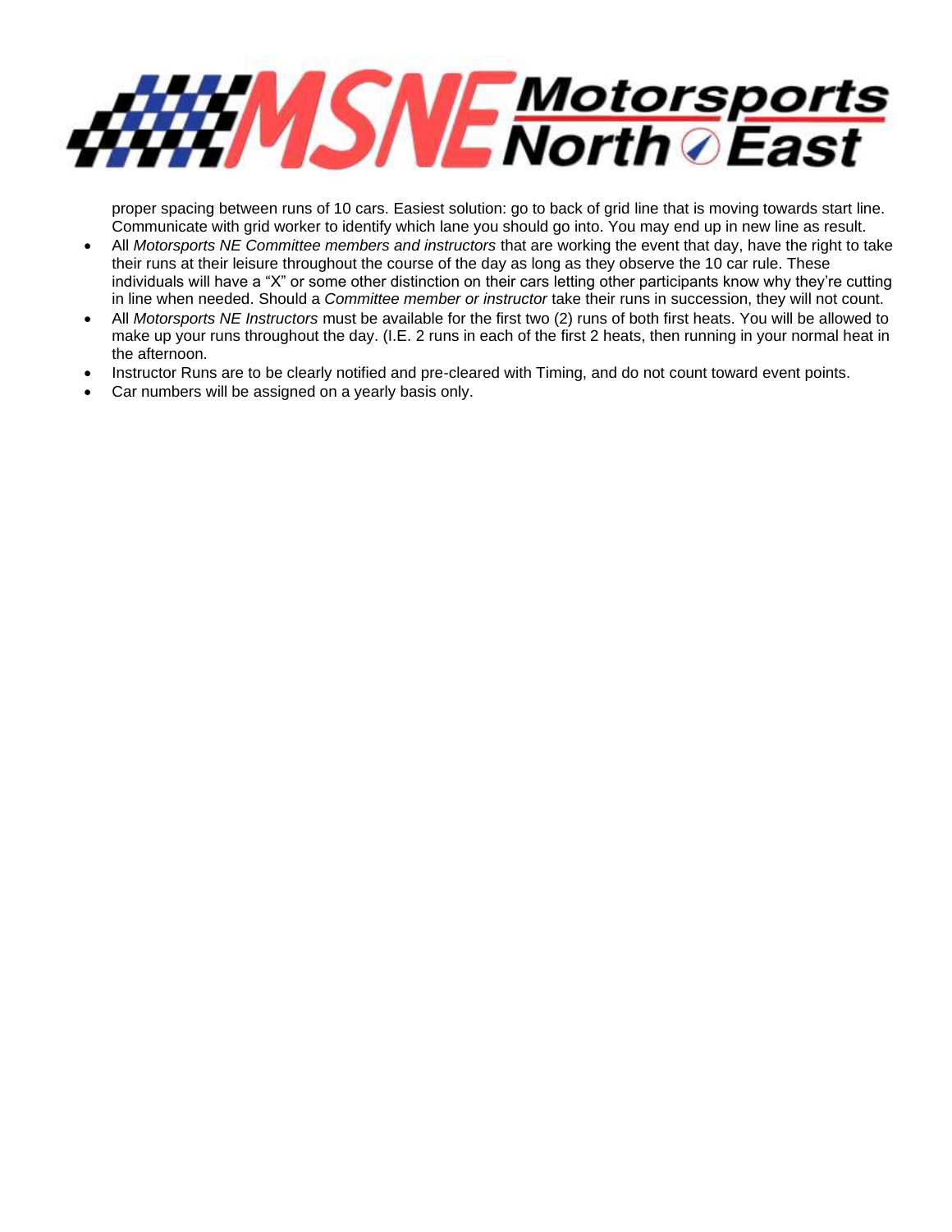proper spacing between runs of 10 cars. Easiest solution: go to back of grid line that is moving towards start line. Communicate with grid worker to identify which lane you should go into. You may end up in new line as result.

- All *Motorsports NE Committee members and instructors* that are working the event that day, have the right to take their runs at their leisure throughout the course of the day as long as they observe the 10 car rule. These individuals will have a "X" or some other distinction on their cars letting other participants know why they're cutting in line when needed. Should a *Committee member or instructor* take their runs in succession, they will not count.
- All *Motorsports NE Instructors* must be available for the first two (2) runs of both first heats. You will be allowed to make up your runs throughout the day. (I.E. 2 runs in each of the first 2 heats, then running in your normal heat in the afternoon.
- Instructor Runs are to be clearly notified and pre-cleared with Timing, and do not count toward event points.
- Car numbers will be assigned on a yearly basis only.